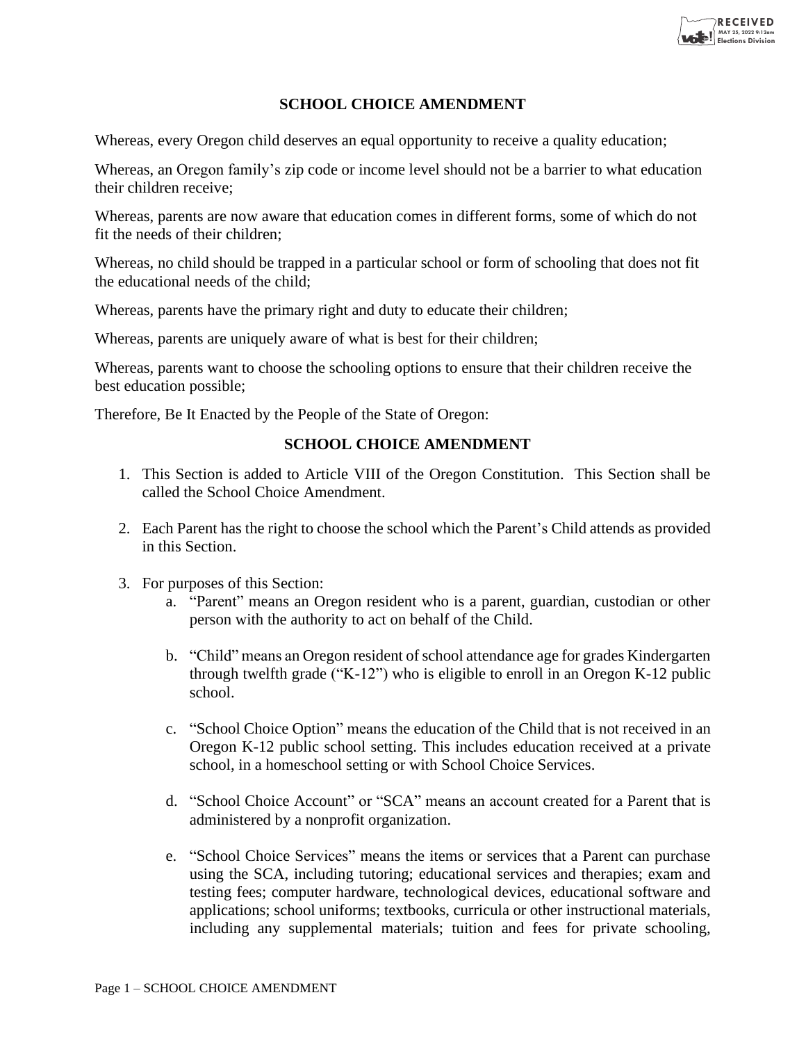# SCHOOL CHOICE AMENDMENT

Whereas, every Oregon child deserves an equal opportunity to receive a quality education;

Whereas, an Oregon family's zip code or income level should not be a barrier to what education their children receive;

Whereas, parents are now aware that education comes in different forms, some of which do not fit the needs of their children;

Whereas, no child should be trapped in a particular school or form of schooling that does not fit the educational needs of the child;

Whereas, parents have the primary right and duty to educate their children;

Whereas, parents are uniquely aware of what is best for their children;

Whereas, parents want to choose the schooling options to ensure that their children receive the best education possible;

Therefore, Be It Enacted by the People of the State of Oregon:

## SCHOOL CHOICE AMENDMENT

1. This Section is added to Article VIII of the Oregon Constitution. This Section shall be called the School Choice Amendment.

2. Each Parent has the right to choose the school which the Parent's Child attends as provided in this Section.

3. For purposes of this Section:
   a. "Parent" means an Oregon resident who is a parent, guardian, custodian or other person with the authority to act on behalf of the Child.

   b. "Child" means an Oregon resident of school attendance age for grades Kindergarten through twelfth grade ("K-12") who is eligible to enroll in an Oregon K-12 public school.

   c. "School Choice Option" means the education of the Child that is not received in an Oregon K-12 public school setting. This includes education received at a private school, in a homeschool setting or with School Choice Services.

   d. "School Choice Account" or "SCA" means an account created for a Parent that is administered by a nonprofit organization.

   e. "School Choice Services" means the items or services that a Parent can purchase using the SCA, including tutoring; educational services and therapies; exam and testing fees; computer hardware, technological devices, educational software and applications; school uniforms; textbooks, curricula or other instructional materials, including any supplemental materials; tuition and fees for private schooling,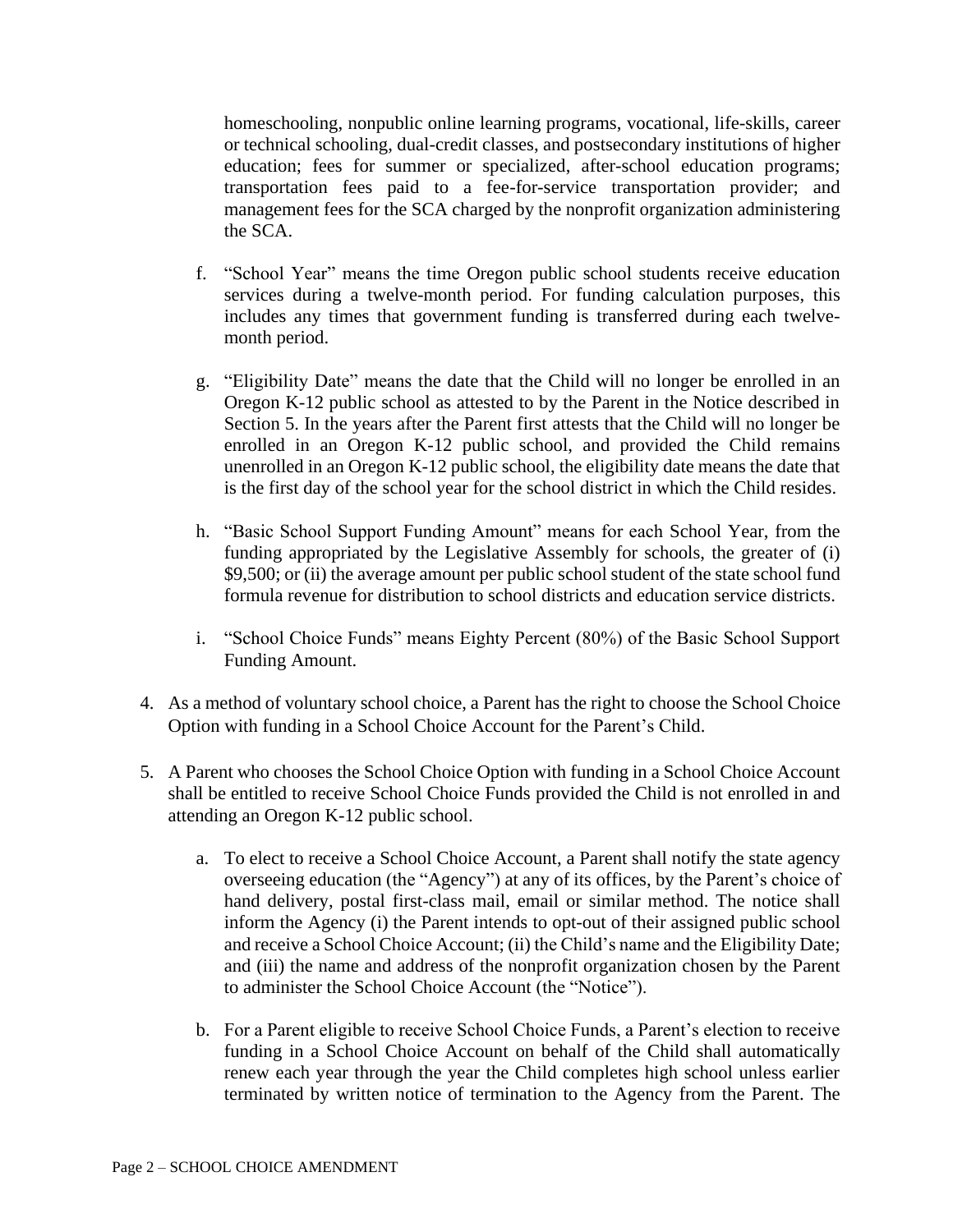homeschooling, nonpublic online learning programs, vocational, life-skills, career or technical schooling, dual-credit classes, and postsecondary institutions of higher education; fees for summer or specialized, after-school education programs; transportation fees paid to a fee-for-service transportation provider; and management fees for the SCA charged by the nonprofit organization administering the SCA.

f. "School Year" means the time Oregon public school students receive education services during a twelve-month period. For funding calculation purposes, this includes any times that government funding is transferred during each twelve-month period.

g. "Eligibility Date" means the date that the Child will no longer be enrolled in an Oregon K-12 public school as attested to by the Parent in the Notice described in Section 5. In the years after the Parent first attests that the Child will no longer be enrolled in an Oregon K-12 public school, and provided the Child remains unenrolled in an Oregon K-12 public school, the eligibility date means the date that is the first day of the school year for the school district in which the Child resides.

h. "Basic School Support Funding Amount" means for each School Year, from the funding appropriated by the Legislative Assembly for schools, the greater of (i) $9,500; or (ii) the average amount per public school student of the state school fund formula revenue for distribution to school districts and education service districts.

i. "School Choice Funds" means Eighty Percent (80%) of the Basic School Support Funding Amount.

4. As a method of voluntary school choice, a Parent has the right to choose the School Choice Option with funding in a School Choice Account for the Parent's Child.

5. A Parent who chooses the School Choice Option with funding in a School Choice Account shall be entitled to receive School Choice Funds provided the Child is not enrolled in and attending an Oregon K-12 public school.

   a. To elect to receive a School Choice Account, a Parent shall notify the state agency overseeing education (the "Agency") at any of its offices, by the Parent's choice of hand delivery, postal first-class mail, email or similar method. The notice shall inform the Agency (i) the Parent intends to opt-out of their assigned public school and receive a School Choice Account; (ii) the Child's name and the Eligibility Date; and (iii) the name and address of the nonprofit organization chosen by the Parent to administer the School Choice Account (the "Notice").

   b. For a Parent eligible to receive School Choice Funds, a Parent's election to receive funding in a School Choice Account on behalf of the Child shall automatically renew each year through the year the Child completes high school unless earlier terminated by written notice of termination to the Agency from the Parent. The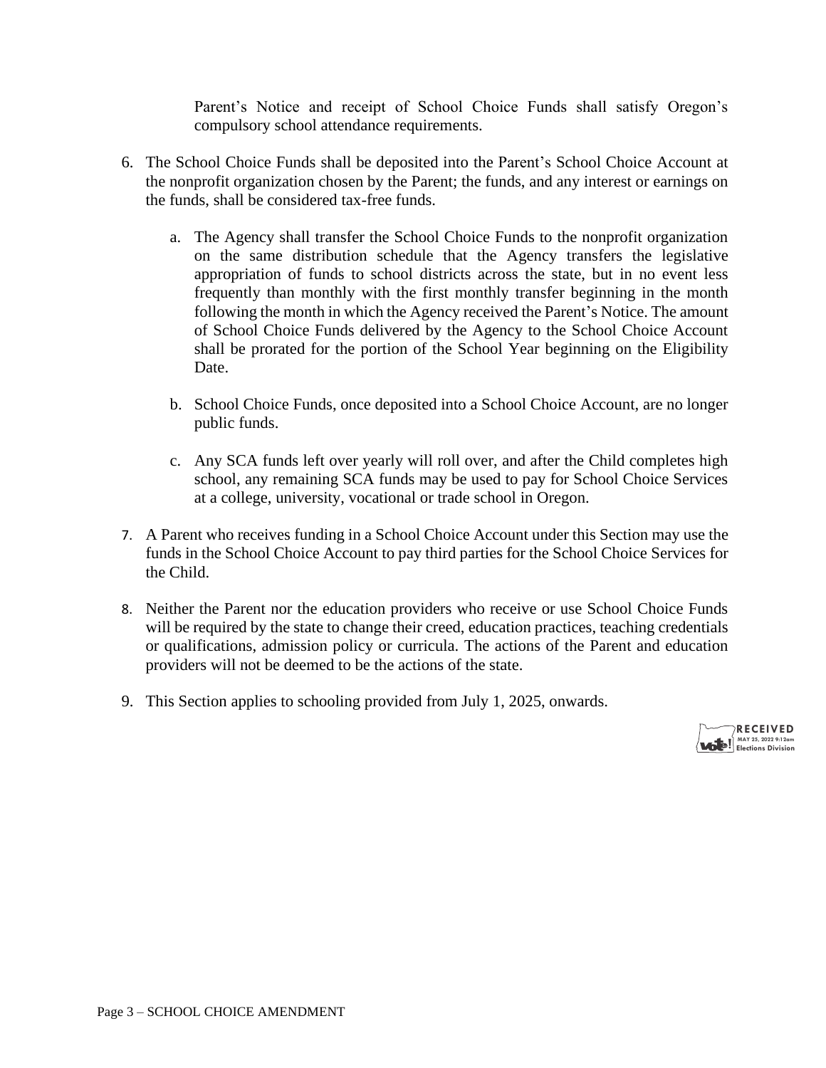Parent's Notice and receipt of School Choice Funds shall satisfy Oregon's compulsory school attendance requirements.

6. The School Choice Funds shall be deposited into the Parent's School Choice Account at the nonprofit organization chosen by the Parent; the funds, and any interest or earnings on the funds, shall be considered tax-free funds.

   a. The Agency shall transfer the School Choice Funds to the nonprofit organization on the same distribution schedule that the Agency transfers the legislative appropriation of funds to school districts across the state, but in no event less frequently than monthly with the first monthly transfer beginning in the month following the month in which the Agency received the Parent's Notice. The amount of School Choice Funds delivered by the Agency to the School Choice Account shall be prorated for the portion of the School Year beginning on the Eligibility Date.

   b. School Choice Funds, once deposited into a School Choice Account, are no longer public funds.

   c. Any SCA funds left over yearly will roll over, and after the Child completes high school, any remaining SCA funds may be used to pay for School Choice Services at a college, university, vocational or trade school in Oregon.

7. A Parent who receives funding in a School Choice Account under this Section may use the funds in the School Choice Account to pay third parties for the School Choice Services for the Child.

8. Neither the Parent nor the education providers who receive or use School Choice Funds will be required by the state to change their creed, education practices, teaching credentials or qualifications, admission policy or curricula. The actions of the Parent and education providers will not be deemed to be the actions of the state.

9. This Section applies to schooling provided from July 1, 2025, onwards.

RECEIVED
MAY 25, 2022 9:12am
Elections Division